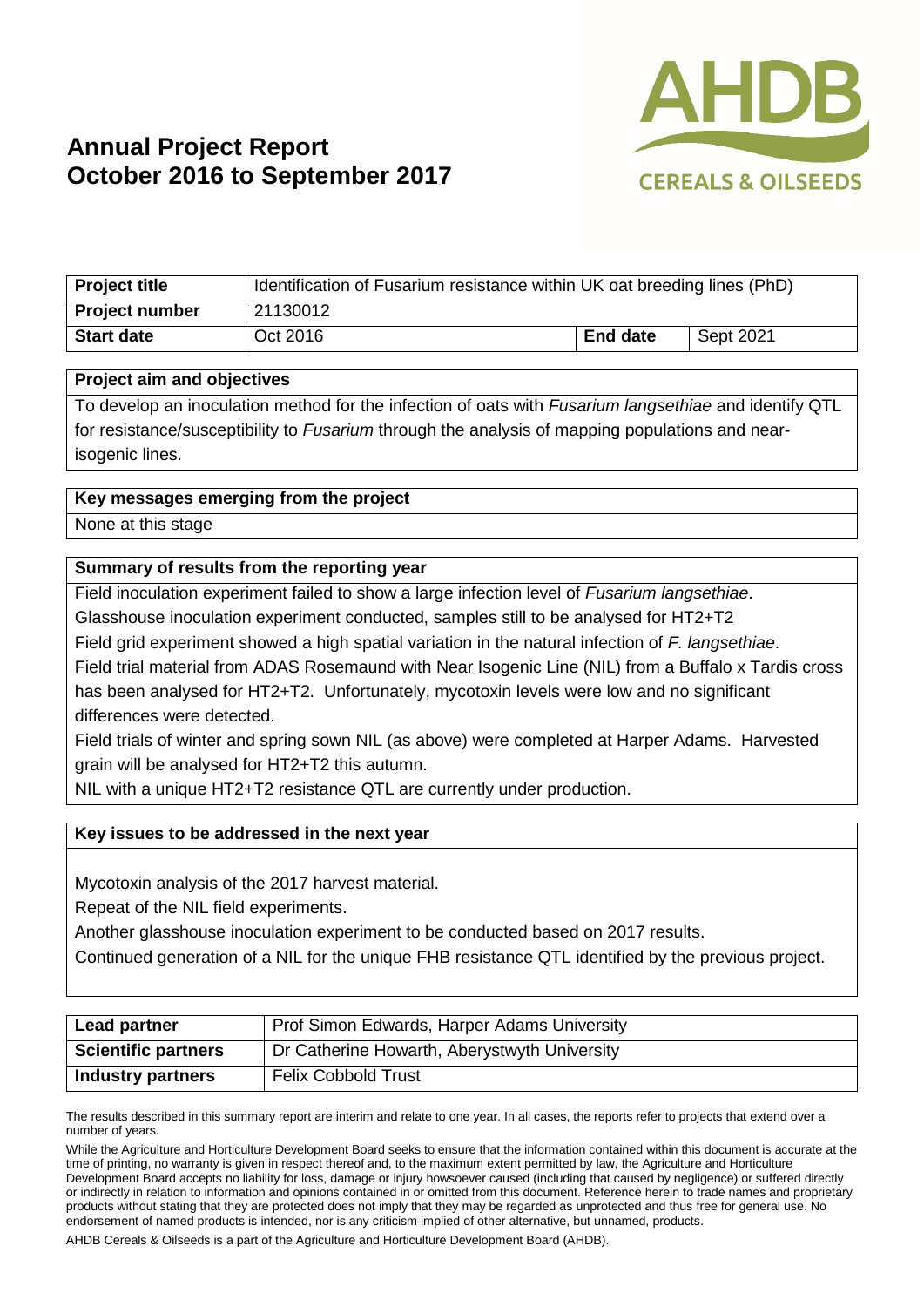# Annual Project Report
# October 2016 to September 2017

AHDB CEREALS & OILSEEDS

| Project title | Identification of Fusarium resistance within UK oat breeding lines (PhD) | | |
|---|---|---|---|
| **Project number** | 21130012 | | |
| **Start date** | Oct 2016 | **End date** | Sept 2021 |

**Project aim and objectives**

To develop an inoculation method for the infection of oats with *Fusarium langsethiae* and identify QTL for resistance/susceptibility to *Fusarium* through the analysis of mapping populations and near-isogenic lines.

**Key messages emerging from the project**

None at this stage

**Summary of results from the reporting year**

Field inoculation experiment failed to show a large infection level of *Fusarium langsethiae*.

Glasshouse inoculation experiment conducted, samples still to be analysed for HT2+T2

Field grid experiment showed a high spatial variation in the natural infection of *F. langsethiae*.

Field trial material from ADAS Rosemaund with Near Isogenic Line (NIL) from a Buffalo x Tardis cross has been analysed for HT2+T2. Unfortunately, mycotoxin levels were low and no significant differences were detected.

Field trials of winter and spring sown NIL (as above) were completed at Harper Adams. Harvested grain will be analysed for HT2+T2 this autumn.

NIL with a unique HT2+T2 resistance QTL are currently under production.

**Key issues to be addressed in the next year**

Mycotoxin analysis of the 2017 harvest material.

Repeat of the NIL field experiments.

Another glasshouse inoculation experiment to be conducted based on 2017 results.

Continued generation of a NIL for the unique FHB resistance QTL identified by the previous project.

| Lead partner | Prof Simon Edwards, Harper Adams University |
|---|---|
| **Scientific partners** | Dr Catherine Howarth, Aberystwyth University |
| **Industry partners** | Felix Cobbold Trust |

The results described in this summary report are interim and relate to one year. In all cases, the reports refer to projects that extend over a number of years.

While the Agriculture and Horticulture Development Board seeks to ensure that the information contained within this document is accurate at the time of printing, no warranty is given in respect thereof and, to the maximum extent permitted by law, the Agriculture and Horticulture Development Board accepts no liability for loss, damage or injury howsoever caused (including that caused by negligence) or suffered directly or indirectly in relation to information and opinions contained in or omitted from this document. Reference herein to trade names and proprietary products without stating that they are protected does not imply that they may be regarded as unprotected and thus free for general use. No endorsement of named products is intended, nor is any criticism implied of other alternative, but unnamed, products.

AHDB Cereals & Oilseeds is a part of the Agriculture and Horticulture Development Board (AHDB).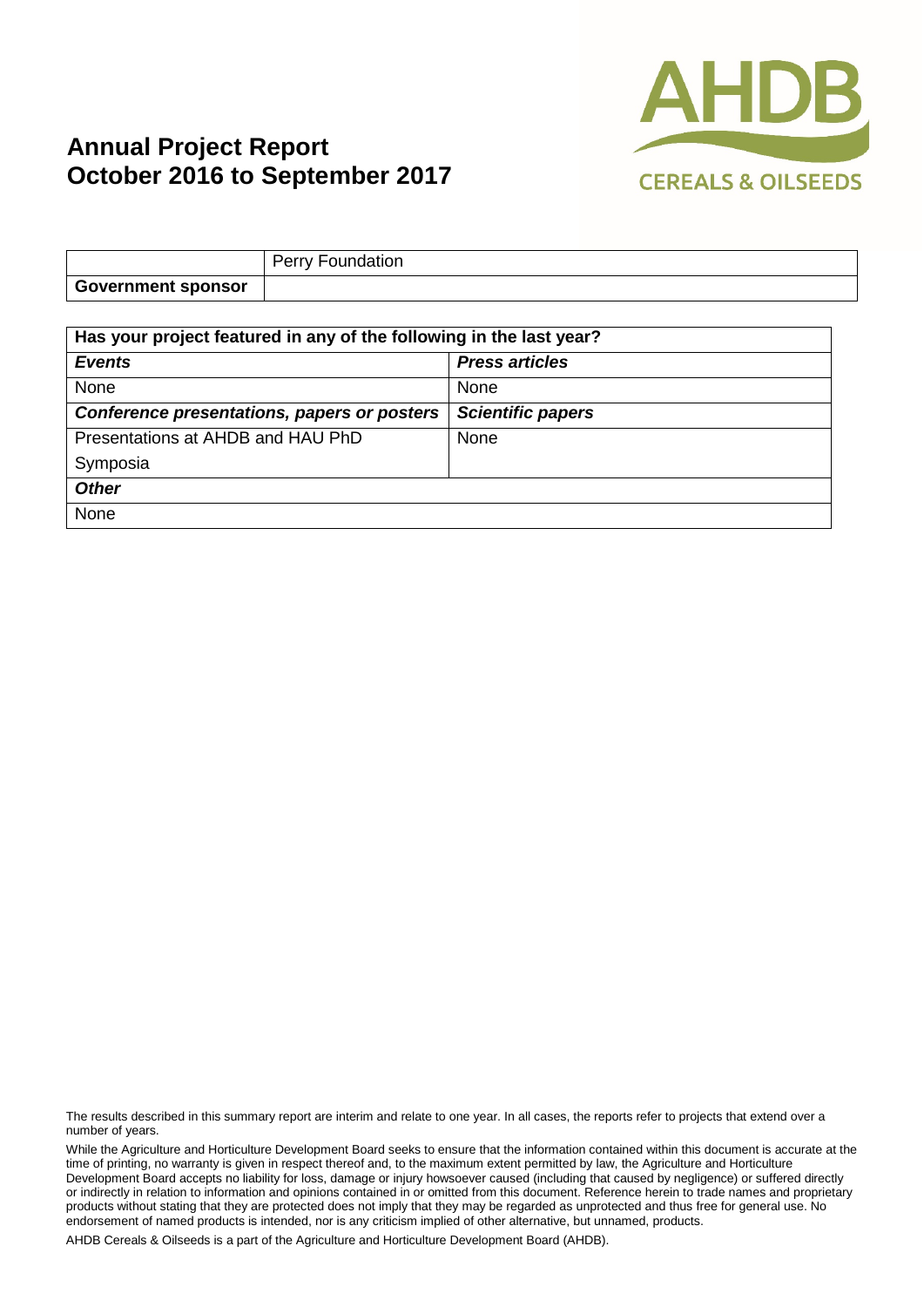# Annual Project Report
# October 2016 to September 2017

AHDB

CEREALS & OILSEEDS

| | |
|---|---|
| | Perry Foundation |
| **Government sponsor** | |

| **Has your project featured in any of the following in the last year?** | |
|---|---|
| ***Events*** | ***Press articles*** |
| None | None |
| ***Conference presentations, papers or posters*** | ***Scientific papers*** |
| Presentations at AHDB and HAU PhD Symposia | None |
| ***Other*** | |
| None | |

The results described in this summary report are interim and relate to one year. In all cases, the reports refer to projects that extend over a number of years.

While the Agriculture and Horticulture Development Board seeks to ensure that the information contained within this document is accurate at the time of printing, no warranty is given in respect thereof and, to the maximum extent permitted by law, the Agriculture and Horticulture Development Board accepts no liability for loss, damage or injury howsoever caused (including that caused by negligence) or suffered directly or indirectly in relation to information and opinions contained in or omitted from this document. Reference herein to trade names and proprietary products without stating that they are protected does not imply that they may be regarded as unprotected and thus free for general use. No endorsement of named products is intended, nor is any criticism implied of other alternative, but unnamed, products.

AHDB Cereals & Oilseeds is a part of the Agriculture and Horticulture Development Board (AHDB).